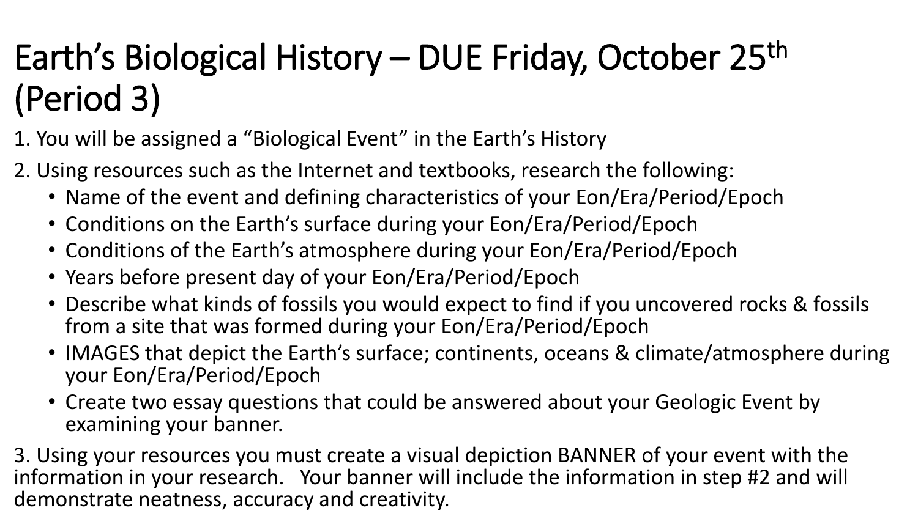# Earth's Biological History – DUE Friday, October 25th (Period 3)

1. You will be assigned a "Biological Event" in the Earth's History
2. Using resources such as the Internet and textbooks, research the following:
   - Name of the event and defining characteristics of your Eon/Era/Period/Epoch
   - Conditions on the Earth's surface during your Eon/Era/Period/Epoch
   - Conditions of the Earth's atmosphere during your Eon/Era/Period/Epoch
   - Years before present day of your Eon/Era/Period/Epoch
   - Describe what kinds of fossils you would expect to find if you uncovered rocks & fossils from a site that was formed during your Eon/Era/Period/Epoch
   - IMAGES that depict the Earth's surface; continents, oceans & climate/atmosphere during your Eon/Era/Period/Epoch
   - Create two essay questions that could be answered about your Geologic Event by examining your banner.
3. Using your resources you must create a visual depiction BANNER of your event with the information in your research. Your banner will include the information in step #2 and will demonstrate neatness, accuracy and creativity.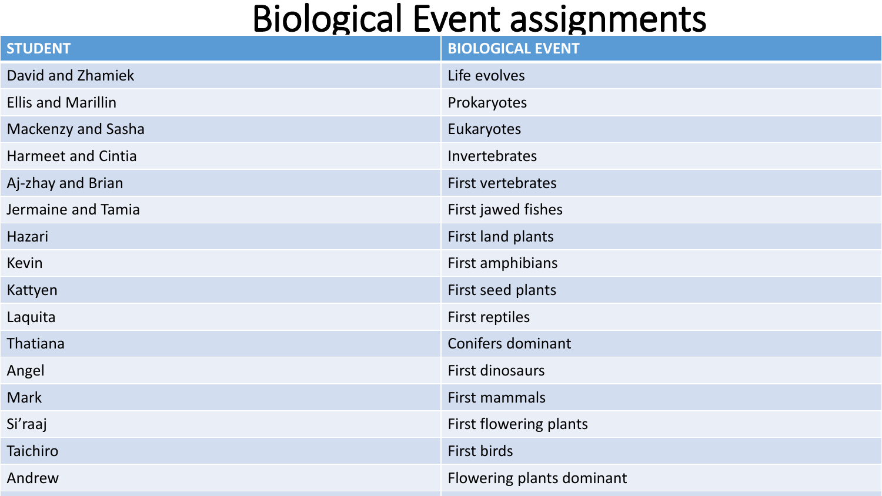# Biological Event assignments

| STUDENT | BIOLOGICAL EVENT |
| --- | --- |
| David and Zhamiek | Life evolves |
| Ellis and Marillin | Prokaryotes |
| Mackenzy and Sasha | Eukaryotes |
| Harmeet and Cintia | Invertebrates |
| Aj-zhay and Brian | First vertebrates |
| Jermaine and Tamia | First jawed fishes |
| Hazari | First land plants |
| Kevin | First amphibians |
| Kattyen | First seed plants |
| Laquita | First reptiles |
| Thatiana | Conifers dominant |
| Angel | First dinosaurs |
| Mark | First mammals |
| Si’raaj | First flowering plants |
| Taichiro | First birds |
| Andrew | Flowering plants dominant |